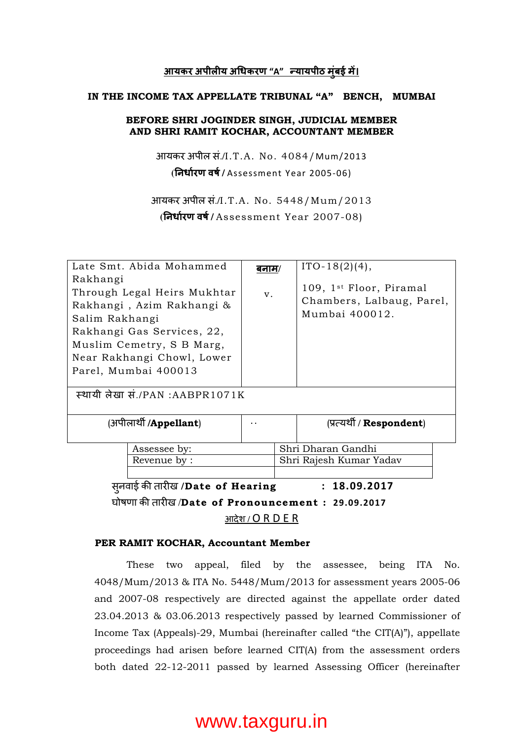**आयकर अपीलीय अधिकरण "A" न्यायपीठ मुंबई में।**

**IN THE INCOME TAX APPELLATE TRIBUNAL "A" BENCH, MUMBAI**

**BEFORE SHRI JOGINDER SINGH, JUDICIAL MEMBER AND SHRI RAMIT KOCHAR, ACCOUNTANT MEMBER**

आयकर अपील सं./I.T.A. No. 4084/Mum/2013
(**निर्धारण वर्ष** / Assessment Year 2005-06)

आयकर अपील सं./I.T.A. No. 5448/Mum/2013
(**निर्धारण वर्ष** / Assessment Year 2007-08)

| | | |
|---|---|---|
| Late Smt. Abida Mohammed Rakhangi Through Legal Heirs Mukhtar Rakhangi , Azim Rakhangi & Salim Rakhangi Rakhangi Gas Services, 22, Muslim Cemetry, S B Marg, Near Rakhangi Chowl, Lower Parel, Mumbai 400013 | बनाम/ v. | ITO-18(2)(4), 109, 1st Floor, Piramal Chambers, Lalbaug, Parel, Mumbai 400012. |
| स्थायी लेखा सं./PAN :AABPR1071K | | |
| (अपीलार्थी /**Appellant**) | .. | (प्रत्यर्थी / **Respondent**) |

| | |
|---|---|
| Assessee by: | Shri Dharan Gandhi |
| Revenue by : | Shri Rajesh Kumar Yadav |

सुनवाई की तारीख /**Date of Hearing : 18.09.2017**
घोषणा की तारीख /**Date of Pronouncement : 29.09.2017**

आदेश / O R D E R

**PER RAMIT KOCHAR, Accountant Member**

These two appeal, filed by the assessee, being ITA No. 4048/Mum/2013 & ITA No. 5448/Mum/2013 for assessment years 2005-06 and 2007-08 respectively are directed against the appellate order dated 23.04.2013 & 03.06.2013 respectively passed by learned Commissioner of Income Tax (Appeals)-29, Mumbai (hereinafter called "the CIT(A)"), appellate proceedings had arisen before learned CIT(A) from the assessment orders both dated 22-12-2011 passed by learned Assessing Officer (hereinafter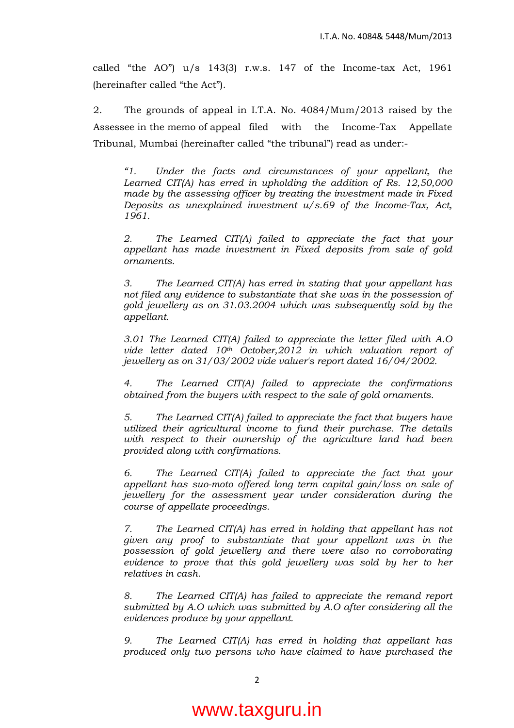called "the AO") u/s 143(3) r.w.s. 147 of the Income-tax Act, 1961 (hereinafter called "the Act").

2. The grounds of appeal in I.T.A. No. 4084/Mum/2013 raised by the Assessee in the memo of appeal filed with the Income-Tax Appellate Tribunal, Mumbai (hereinafter called "the tribunal") read as under:-

> *"1. Under the facts and circumstances of your appellant, the Learned CIT(A) has erred in upholding the addition of Rs. 12,50,000 made by the assessing officer by treating the investment made in Fixed Deposits as unexplained investment u/s.69 of the Income-Tax, Act, 1961.*
>
> *2. The Learned CIT(A) failed to appreciate the fact that your appellant has made investment in Fixed deposits from sale of gold ornaments.*
>
> *3. The Learned CIT(A) has erred in stating that your appellant has not filed any evidence to substantiate that she was in the possession of gold jewellery as on 31.03.2004 which was subsequently sold by the appellant.*
>
> *3.01 The Learned CIT(A) failed to appreciate the letter filed with A.O vide letter dated 10th October,2012 in which valuation report of jewellery as on 31/03/2002 vide valuer's report dated 16/04/2002.*
>
> *4. The Learned CIT(A) failed to appreciate the confirmations obtained from the buyers with respect to the sale of gold ornaments.*
>
> *5. The Learned CIT(A) failed to appreciate the fact that buyers have utilized their agricultural income to fund their purchase. The details with respect to their ownership of the agriculture land had been provided along with confirmations.*
>
> *6. The Learned CIT(A) failed to appreciate the fact that your appellant has suo-moto offered long term capital gain/loss on sale of jewellery for the assessment year under consideration during the course of appellate proceedings.*
>
> *7. The Learned CIT(A) has erred in holding that appellant has not given any proof to substantiate that your appellant was in the possession of gold jewellery and there were also no corroborating evidence to prove that this gold jewellery was sold by her to her relatives in cash.*
>
> *8. The Learned CIT(A) has failed to appreciate the remand report submitted by A.O which was submitted by A.O after considering all the evidences produce by your appellant.*
>
> *9. The Learned CIT(A) has erred in holding that appellant has produced only two persons who have claimed to have purchased the*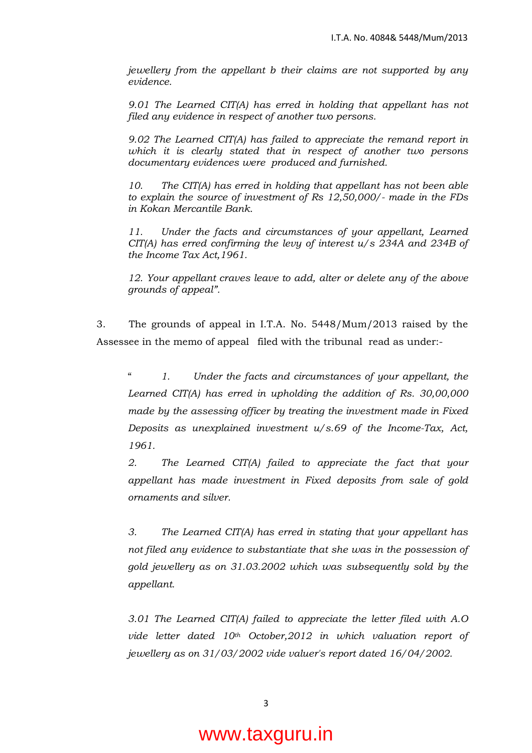*jewellery from the appellant b their claims are not supported by any evidence.*

*9.01 The Learned CIT(A) has erred in holding that appellant has not filed any evidence in respect of another two persons.*

*9.02 The Learned CIT(A) has failed to appreciate the remand report in which it is clearly stated that in respect of another two persons documentary evidences were produced and furnished.*

*10. The CIT(A) has erred in holding that appellant has not been able to explain the source of investment of Rs 12,50,000/- made in the FDs in Kokan Mercantile Bank.*

*11. Under the facts and circumstances of your appellant, Learned CIT(A) has erred confirming the levy of interest u/s 234A and 234B of the Income Tax Act,1961.*

*12. Your appellant craves leave to add, alter or delete any of the above grounds of appeal".*

3. The grounds of appeal in I.T.A. No. 5448/Mum/2013 raised by the Assessee in the memo of appeal filed with the tribunal read as under:-

*" 1. Under the facts and circumstances of your appellant, the Learned CIT(A) has erred in upholding the addition of Rs. 30,00,000 made by the assessing officer by treating the investment made in Fixed Deposits as unexplained investment u/s.69 of the Income-Tax, Act, 1961.*

*2. The Learned CIT(A) failed to appreciate the fact that your appellant has made investment in Fixed deposits from sale of gold ornaments and silver.*

*3. The Learned CIT(A) has erred in stating that your appellant has not filed any evidence to substantiate that she was in the possession of gold jewellery as on 31.03.2002 which was subsequently sold by the appellant.*

*3.01 The Learned CIT(A) failed to appreciate the letter filed with A.O vide letter dated 10th October,2012 in which valuation report of jewellery as on 31/03/2002 vide valuer's report dated 16/04/2002.*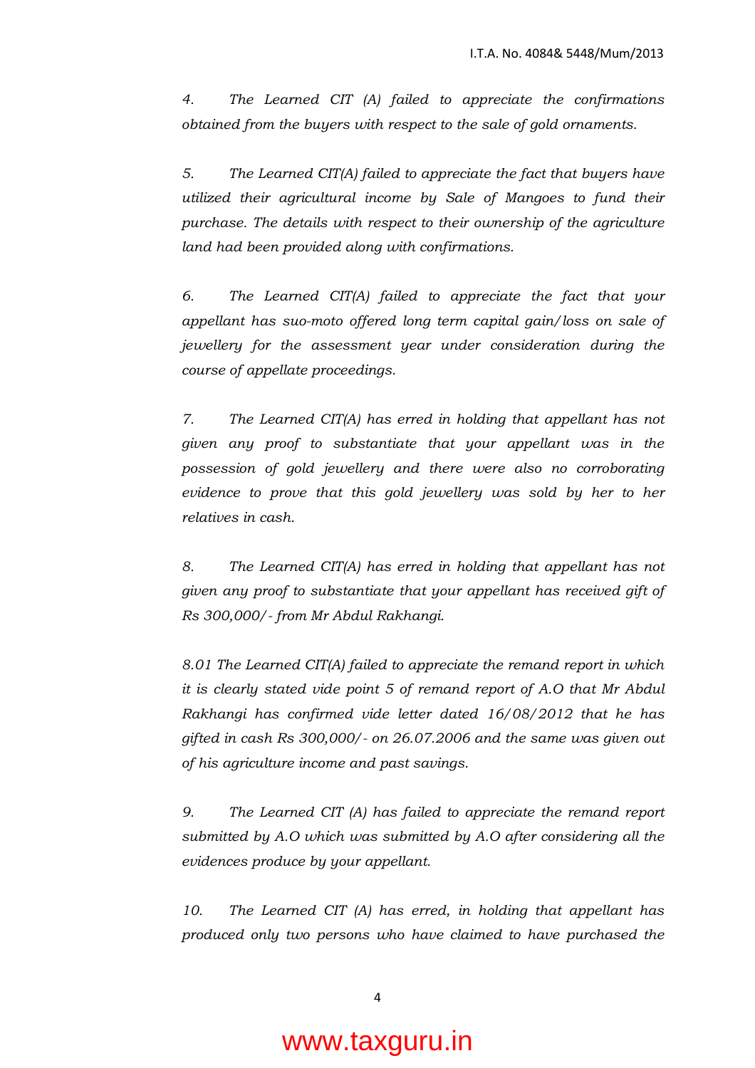*4. The Learned CIT (A) failed to appreciate the confirmations obtained from the buyers with respect to the sale of gold ornaments.*

*5. The Learned CIT(A) failed to appreciate the fact that buyers have utilized their agricultural income by Sale of Mangoes to fund their purchase. The details with respect to their ownership of the agriculture land had been provided along with confirmations.*

*6. The Learned CIT(A) failed to appreciate the fact that your appellant has suo-moto offered long term capital gain/loss on sale of jewellery for the assessment year under consideration during the course of appellate proceedings.*

*7. The Learned CIT(A) has erred in holding that appellant has not given any proof to substantiate that your appellant was in the possession of gold jewellery and there were also no corroborating evidence to prove that this gold jewellery was sold by her to her relatives in cash.*

*8. The Learned CIT(A) has erred in holding that appellant has not given any proof to substantiate that your appellant has received gift of Rs 300,000/- from Mr Abdul Rakhangi.*

*8.01 The Learned CIT(A) failed to appreciate the remand report in which it is clearly stated vide point 5 of remand report of A.O that Mr Abdul Rakhangi has confirmed vide letter dated 16/08/2012 that he has gifted in cash Rs 300,000/- on 26.07.2006 and the same was given out of his agriculture income and past savings.*

*9. The Learned CIT (A) has failed to appreciate the remand report submitted by A.O which was submitted by A.O after considering all the evidences produce by your appellant.*

*10. The Learned CIT (A) has erred, in holding that appellant has produced only two persons who have claimed to have purchased the*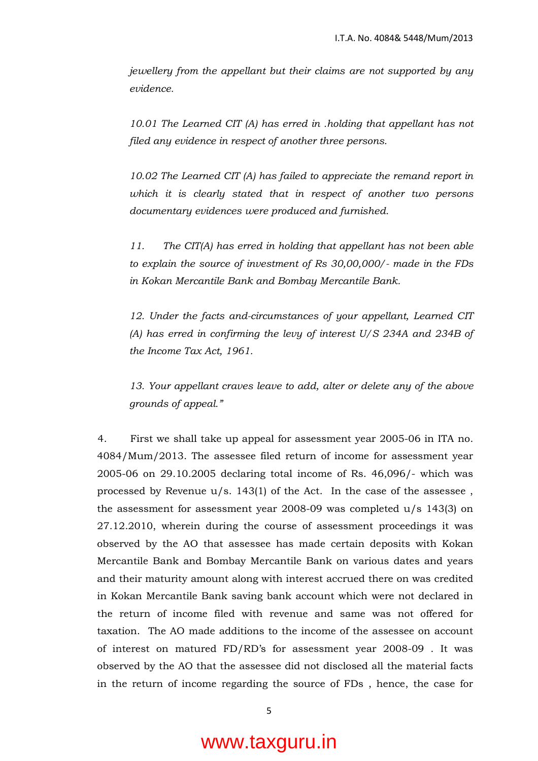*jewellery from the appellant but their claims are not supported by any evidence.*

*10.01 The Learned CIT (A) has erred in .holding that appellant has not filed any evidence in respect of another three persons.*

*10.02 The Learned CIT (A) has failed to appreciate the remand report in which it is clearly stated that in respect of another two persons documentary evidences were produced and furnished.*

*11. The CIT(A) has erred in holding that appellant has not been able to explain the source of investment of Rs 30,00,000/- made in the FDs in Kokan Mercantile Bank and Bombay Mercantile Bank.*

*12. Under the facts and-circumstances of your appellant, Learned CIT (A) has erred in confirming the levy of interest U/S 234A and 234B of the Income Tax Act, 1961.*

*13. Your appellant craves leave to add, alter or delete any of the above grounds of appeal."*

4. First we shall take up appeal for assessment year 2005-06 in ITA no. 4084/Mum/2013. The assessee filed return of income for assessment year 2005-06 on 29.10.2005 declaring total income of Rs. 46,096/- which was processed by Revenue u/s. 143(1) of the Act. In the case of the assessee , the assessment for assessment year 2008-09 was completed u/s 143(3) on 27.12.2010, wherein during the course of assessment proceedings it was observed by the AO that assessee has made certain deposits with Kokan Mercantile Bank and Bombay Mercantile Bank on various dates and years and their maturity amount along with interest accrued there on was credited in Kokan Mercantile Bank saving bank account which were not declared in the return of income filed with revenue and same was not offered for taxation. The AO made additions to the income of the assessee on account of interest on matured FD/RD's for assessment year 2008-09 . It was observed by the AO that the assessee did not disclosed all the material facts in the return of income regarding the source of FDs , hence, the case for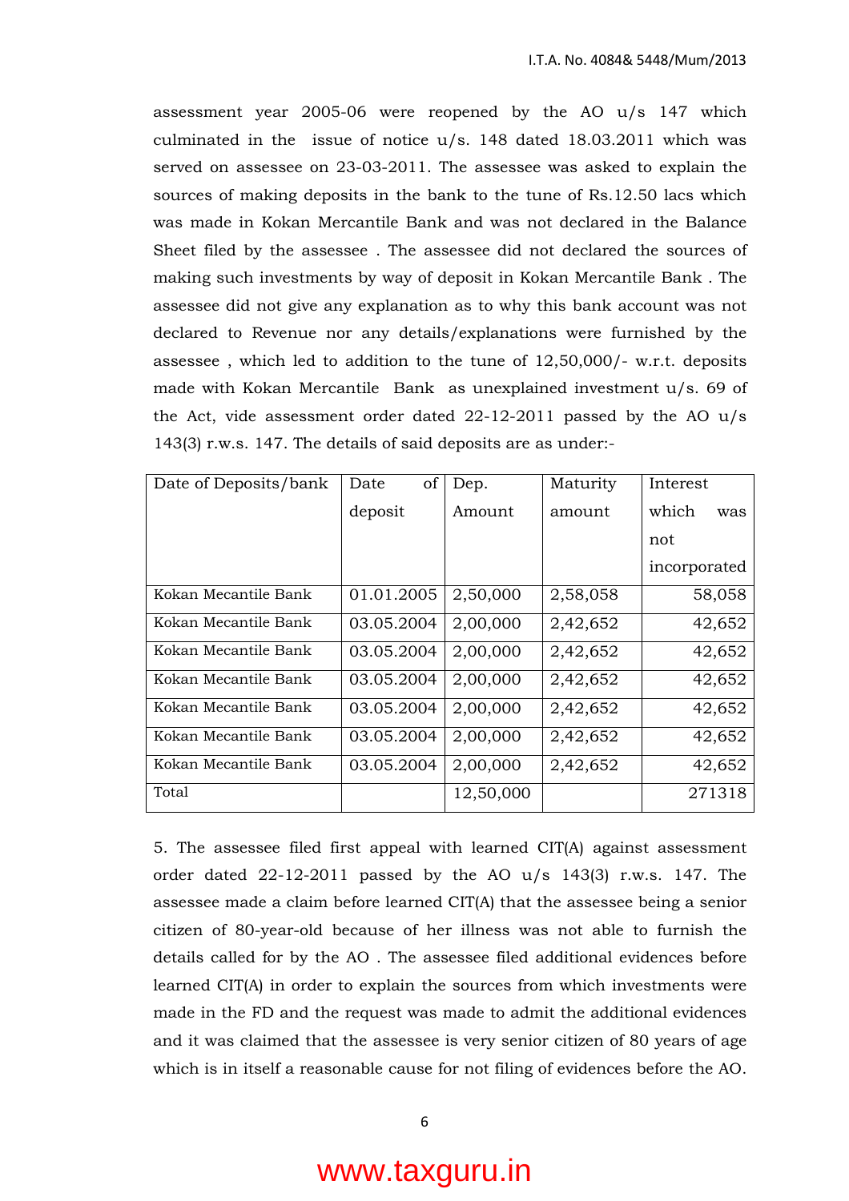assessment year 2005-06 were reopened by the AO u/s 147 which culminated in the issue of notice u/s. 148 dated 18.03.2011 which was served on assessee on 23-03-2011. The assessee was asked to explain the sources of making deposits in the bank to the tune of Rs.12.50 lacs which was made in Kokan Mercantile Bank and was not declared in the Balance Sheet filed by the assessee . The assessee did not declared the sources of making such investments by way of deposit in Kokan Mercantile Bank . The assessee did not give any explanation as to why this bank account was not declared to Revenue nor any details/explanations were furnished by the assessee , which led to addition to the tune of 12,50,000/- w.r.t. deposits made with Kokan Mercantile Bank as unexplained investment u/s. 69 of the Act, vide assessment order dated 22-12-2011 passed by the AO u/s 143(3) r.w.s. 147. The details of said deposits are as under:-

| Date of Deposits/bank | Date of deposit | Dep. Amount | Maturity amount | Interest which was not incorporated |
|---|---|---|---|---|
| Kokan Mecantile Bank | 01.01.2005 | 2,50,000 | 2,58,058 | 58,058 |
| Kokan Mecantile Bank | 03.05.2004 | 2,00,000 | 2,42,652 | 42,652 |
| Kokan Mecantile Bank | 03.05.2004 | 2,00,000 | 2,42,652 | 42,652 |
| Kokan Mecantile Bank | 03.05.2004 | 2,00,000 | 2,42,652 | 42,652 |
| Kokan Mecantile Bank | 03.05.2004 | 2,00,000 | 2,42,652 | 42,652 |
| Kokan Mecantile Bank | 03.05.2004 | 2,00,000 | 2,42,652 | 42,652 |
| Kokan Mecantile Bank | 03.05.2004 | 2,00,000 | 2,42,652 | 42,652 |
| Total | | 12,50,000 | | 271318 |

5. The assessee filed first appeal with learned CIT(A) against assessment order dated 22-12-2011 passed by the AO u/s 143(3) r.w.s. 147. The assessee made a claim before learned CIT(A) that the assessee being a senior citizen of 80-year-old because of her illness was not able to furnish the details called for by the AO . The assessee filed additional evidences before learned CIT(A) in order to explain the sources from which investments were made in the FD and the request was made to admit the additional evidences and it was claimed that the assessee is very senior citizen of 80 years of age which is in itself a reasonable cause for not filing of evidences before the AO.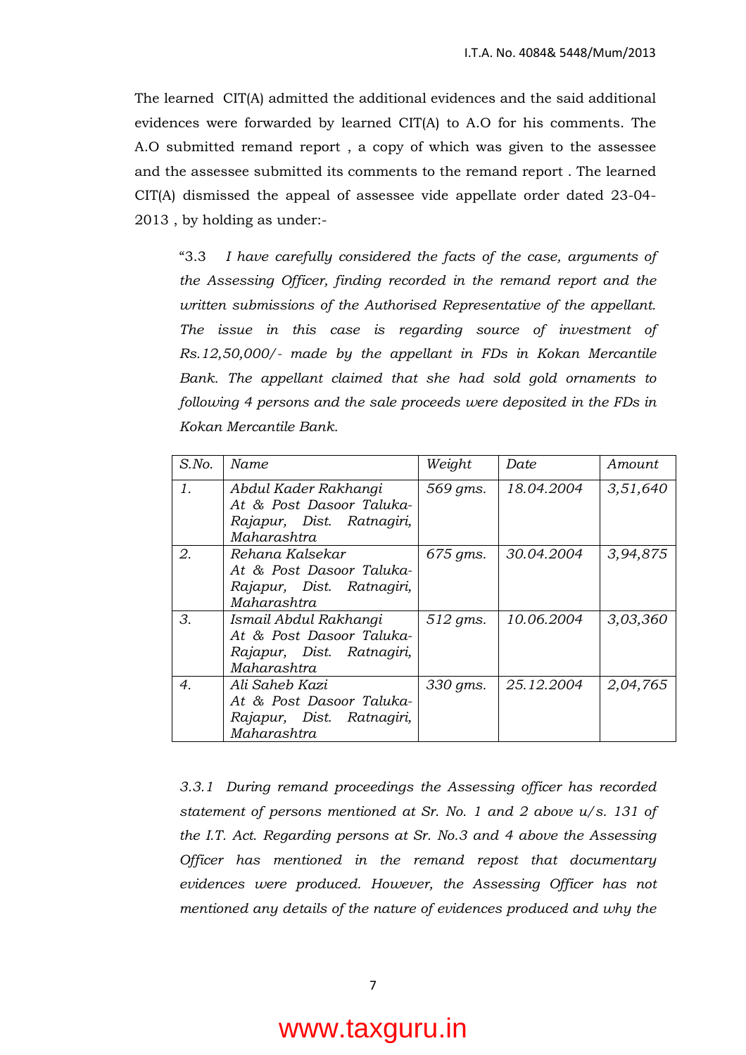The learned CIT(A) admitted the additional evidences and the said additional evidences were forwarded by learned CIT(A) to A.O for his comments. The A.O submitted remand report , a copy of which was given to the assessee and the assessee submitted its comments to the remand report . The learned CIT(A) dismissed the appeal of assessee vide appellate order dated 23-04-2013 , by holding as under:-

> "3.3 *I have carefully considered the facts of the case, arguments of the Assessing Officer, finding recorded in the remand report and the written submissions of the Authorised Representative of the appellant. The issue in this case is regarding source of investment of Rs.12,50,000/- made by the appellant in FDs in Kokan Mercantile Bank. The appellant claimed that she had sold gold ornaments to following 4 persons and the sale proceeds were deposited in the FDs in Kokan Mercantile Bank.*

| *S.No.* | *Name* | *Weight* | *Date* | *Amount* |
|---|---|---|---|---|
| *1.* | *Abdul Kader Rakhangi At & Post Dasoor Taluka-Rajapur, Dist. Ratnagiri, Maharashtra* | *569 gms.* | *18.04.2004* | *3,51,640* |
| *2.* | *Rehana Kalsekar At & Post Dasoor Taluka-Rajapur, Dist. Ratnagiri, Maharashtra* | *675 gms.* | *30.04.2004* | *3,94,875* |
| *3.* | *Ismail Abdul Rakhangi At & Post Dasoor Taluka-Rajapur, Dist. Ratnagiri, Maharashtra* | *512 gms.* | *10.06.2004* | *3,03,360* |
| *4.* | *Ali Saheb Kazi At & Post Dasoor Taluka-Rajapur, Dist. Ratnagiri, Maharashtra* | *330 gms.* | *25.12.2004* | *2,04,765* |

> *3.3.1 During remand proceedings the Assessing officer has recorded statement of persons mentioned at Sr. No. 1 and 2 above u/s. 131 of the I.T. Act. Regarding persons at Sr. No.3 and 4 above the Assessing Officer has mentioned in the remand repost that documentary evidences were produced. However, the Assessing Officer has not mentioned any details of the nature of evidences produced and why the*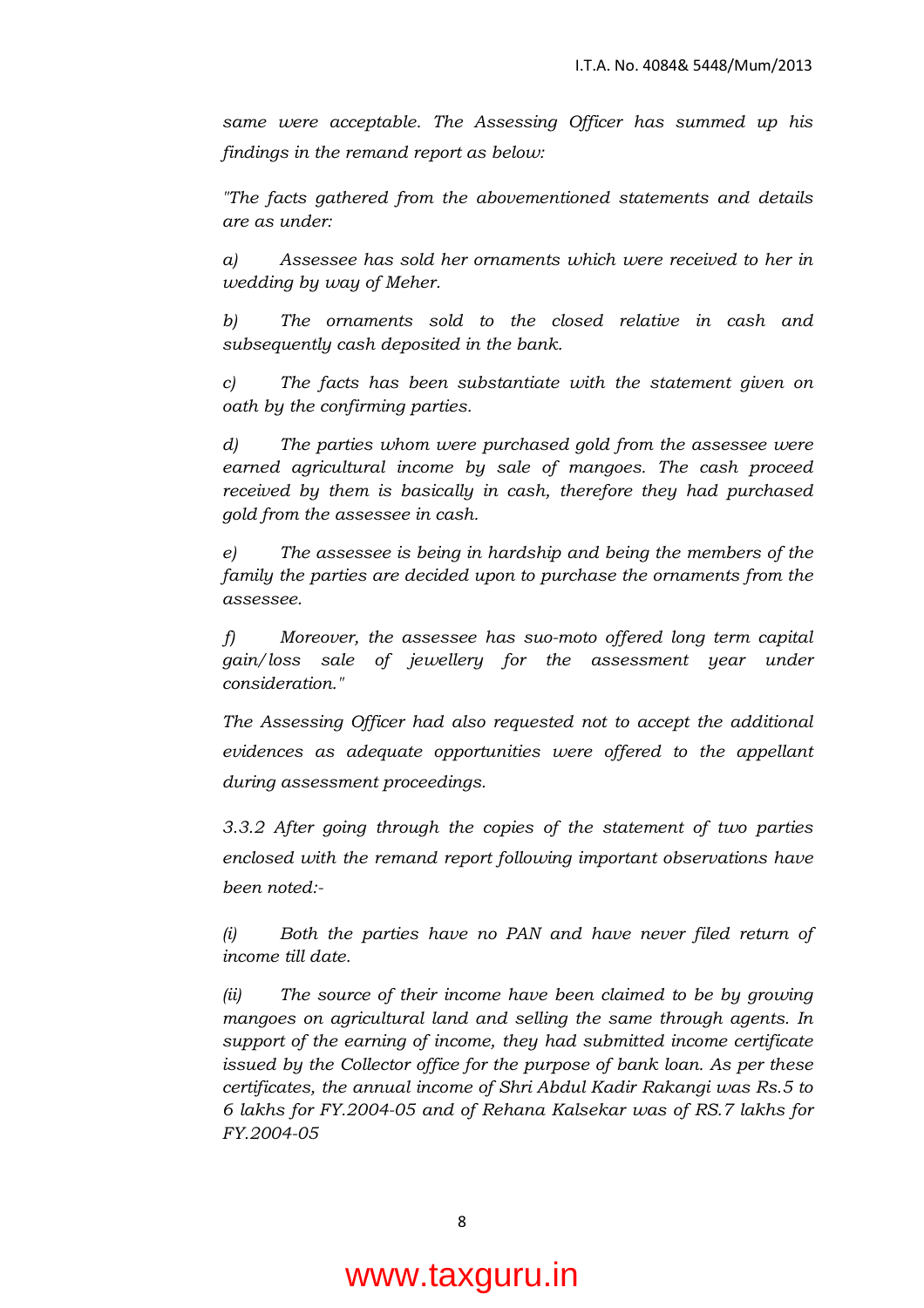*same were acceptable. The Assessing Officer has summed up his findings in the remand report as below:*

*"The facts gathered from the abovementioned statements and details are as under:*

*a) Assessee has sold her ornaments which were received to her in wedding by way of Meher.*

*b) The ornaments sold to the closed relative in cash and subsequently cash deposited in the bank.*

*c) The facts has been substantiate with the statement given on oath by the confirming parties.*

*d) The parties whom were purchased gold from the assessee were earned agricultural income by sale of mangoes. The cash proceed received by them is basically in cash, therefore they had purchased gold from the assessee in cash.*

*e) The assessee is being in hardship and being the members of the family the parties are decided upon to purchase the ornaments from the assessee.*

*f) Moreover, the assessee has suo-moto offered long term capital gain/loss sale of jewellery for the assessment year under consideration."*

*The Assessing Officer had also requested not to accept the additional evidences as adequate opportunities were offered to the appellant during assessment proceedings.*

*3.3.2 After going through the copies of the statement of two parties enclosed with the remand report following important observations have been noted:-*

*(i) Both the parties have no PAN and have never filed return of income till date.*

*(ii) The source of their income have been claimed to be by growing mangoes on agricultural land and selling the same through agents. In support of the earning of income, they had submitted income certificate issued by the Collector office for the purpose of bank loan. As per these certificates, the annual income of Shri Abdul Kadir Rakangi was Rs.5 to 6 lakhs for FY.2004-05 and of Rehana Kalsekar was of RS.7 lakhs for FY.2004-05*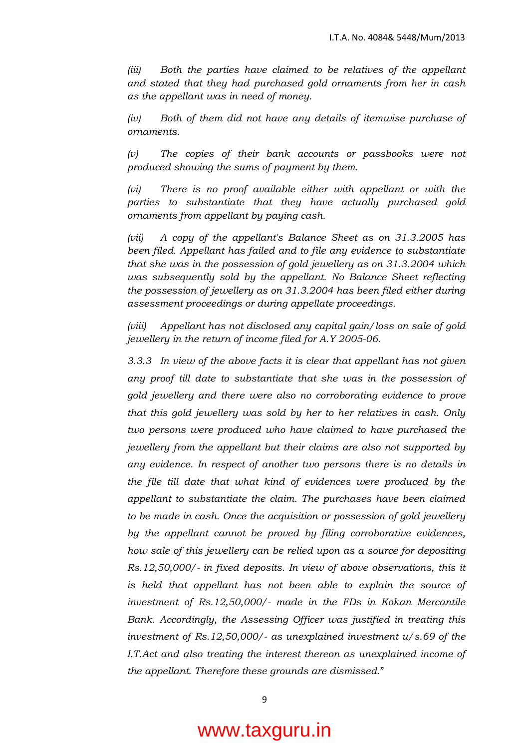*(iii) Both the parties have claimed to be relatives of the appellant and stated that they had purchased gold ornaments from her in cash as the appellant was in need of money.*

*(iv) Both of them did not have any details of itemwise purchase of ornaments.*

*(v) The copies of their bank accounts or passbooks were not produced showing the sums of payment by them.*

*(vi) There is no proof available either with appellant or with the parties to substantiate that they have actually purchased gold ornaments from appellant by paying cash.*

*(vii) A copy of the appellant's Balance Sheet as on 31.3.2005 has been filed. Appellant has failed and to file any evidence to substantiate that she was in the possession of gold jewellery as on 31.3.2004 which was subsequently sold by the appellant. No Balance Sheet reflecting the possession of jewellery as on 31.3.2004 has been filed either during assessment proceedings or during appellate proceedings.*

*(viii) Appellant has not disclosed any capital gain/loss on sale of gold jewellery in the return of income filed for A.Y 2005-06.*

*3.3.3 In view of the above facts it is clear that appellant has not given any proof till date to substantiate that she was in the possession of gold jewellery and there were also no corroborating evidence to prove that this gold jewellery was sold by her to her relatives in cash. Only two persons were produced who have claimed to have purchased the jewellery from the appellant but their claims are also not supported by any evidence. In respect of another two persons there is no details in the file till date that what kind of evidences were produced by the appellant to substantiate the claim. The purchases have been claimed to be made in cash. Once the acquisition or possession of gold jewellery by the appellant cannot be proved by filing corroborative evidences, how sale of this jewellery can be relied upon as a source for depositing Rs.12,50,000/- in fixed deposits. In view of above observations, this it is held that appellant has not been able to explain the source of investment of Rs.12,50,000/- made in the FDs in Kokan Mercantile Bank. Accordingly, the Assessing Officer was justified in treating this investment of Rs.12,50,000/- as unexplained investment u/s.69 of the I.T.Act and also treating the interest thereon as unexplained income of the appellant. Therefore these grounds are dismissed.*"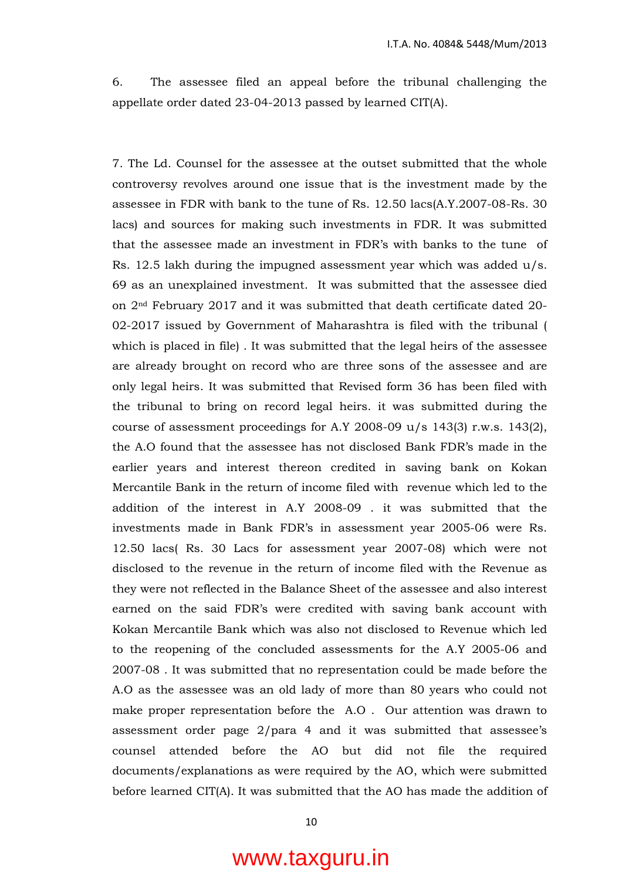6. The assessee filed an appeal before the tribunal challenging the appellate order dated 23-04-2013 passed by learned CIT(A).

7. The Ld. Counsel for the assessee at the outset submitted that the whole controversy revolves around one issue that is the investment made by the assessee in FDR with bank to the tune of Rs. 12.50 lacs(A.Y.2007-08-Rs. 30 lacs) and sources for making such investments in FDR. It was submitted that the assessee made an investment in FDR's with banks to the tune of Rs. 12.5 lakh during the impugned assessment year which was added u/s. 69 as an unexplained investment. It was submitted that the assessee died on 2nd February 2017 and it was submitted that death certificate dated 20-02-2017 issued by Government of Maharashtra is filed with the tribunal ( which is placed in file) . It was submitted that the legal heirs of the assessee are already brought on record who are three sons of the assessee and are only legal heirs. It was submitted that Revised form 36 has been filed with the tribunal to bring on record legal heirs. it was submitted during the course of assessment proceedings for A.Y 2008-09 u/s 143(3) r.w.s. 143(2), the A.O found that the assessee has not disclosed Bank FDR's made in the earlier years and interest thereon credited in saving bank on Kokan Mercantile Bank in the return of income filed with revenue which led to the addition of the interest in A.Y 2008-09 . it was submitted that the investments made in Bank FDR's in assessment year 2005-06 were Rs. 12.50 lacs( Rs. 30 Lacs for assessment year 2007-08) which were not disclosed to the revenue in the return of income filed with the Revenue as they were not reflected in the Balance Sheet of the assessee and also interest earned on the said FDR's were credited with saving bank account with Kokan Mercantile Bank which was also not disclosed to Revenue which led to the reopening of the concluded assessments for the A.Y 2005-06 and 2007-08 . It was submitted that no representation could be made before the A.O as the assessee was an old lady of more than 80 years who could not make proper representation before the A.O . Our attention was drawn to assessment order page 2/para 4 and it was submitted that assessee's counsel attended before the AO but did not file the required documents/explanations as were required by the AO, which were submitted before learned CIT(A). It was submitted that the AO has made the addition of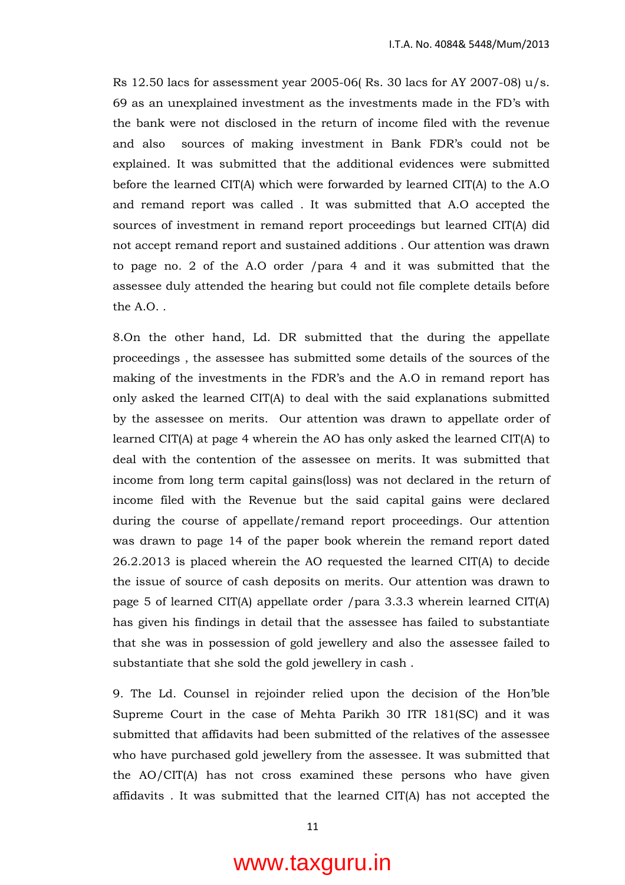Rs 12.50 lacs for assessment year 2005-06( Rs. 30 lacs for AY 2007-08) u/s. 69 as an unexplained investment as the investments made in the FD's with the bank were not disclosed in the return of income filed with the revenue and also sources of making investment in Bank FDR's could not be explained. It was submitted that the additional evidences were submitted before the learned CIT(A) which were forwarded by learned CIT(A) to the A.O and remand report was called . It was submitted that A.O accepted the sources of investment in remand report proceedings but learned CIT(A) did not accept remand report and sustained additions . Our attention was drawn to page no. 2 of the A.O order /para 4 and it was submitted that the assessee duly attended the hearing but could not file complete details before the A.O. .

8.On the other hand, Ld. DR submitted that the during the appellate proceedings , the assessee has submitted some details of the sources of the making of the investments in the FDR's and the A.O in remand report has only asked the learned CIT(A) to deal with the said explanations submitted by the assessee on merits. Our attention was drawn to appellate order of learned CIT(A) at page 4 wherein the AO has only asked the learned CIT(A) to deal with the contention of the assessee on merits. It was submitted that income from long term capital gains(loss) was not declared in the return of income filed with the Revenue but the said capital gains were declared during the course of appellate/remand report proceedings. Our attention was drawn to page 14 of the paper book wherein the remand report dated 26.2.2013 is placed wherein the AO requested the learned CIT(A) to decide the issue of source of cash deposits on merits. Our attention was drawn to page 5 of learned CIT(A) appellate order /para 3.3.3 wherein learned CIT(A) has given his findings in detail that the assessee has failed to substantiate that she was in possession of gold jewellery and also the assessee failed to substantiate that she sold the gold jewellery in cash .

9. The Ld. Counsel in rejoinder relied upon the decision of the Hon'ble Supreme Court in the case of Mehta Parikh 30 ITR 181(SC) and it was submitted that affidavits had been submitted of the relatives of the assessee who have purchased gold jewellery from the assessee. It was submitted that the AO/CIT(A) has not cross examined these persons who have given affidavits . It was submitted that the learned CIT(A) has not accepted the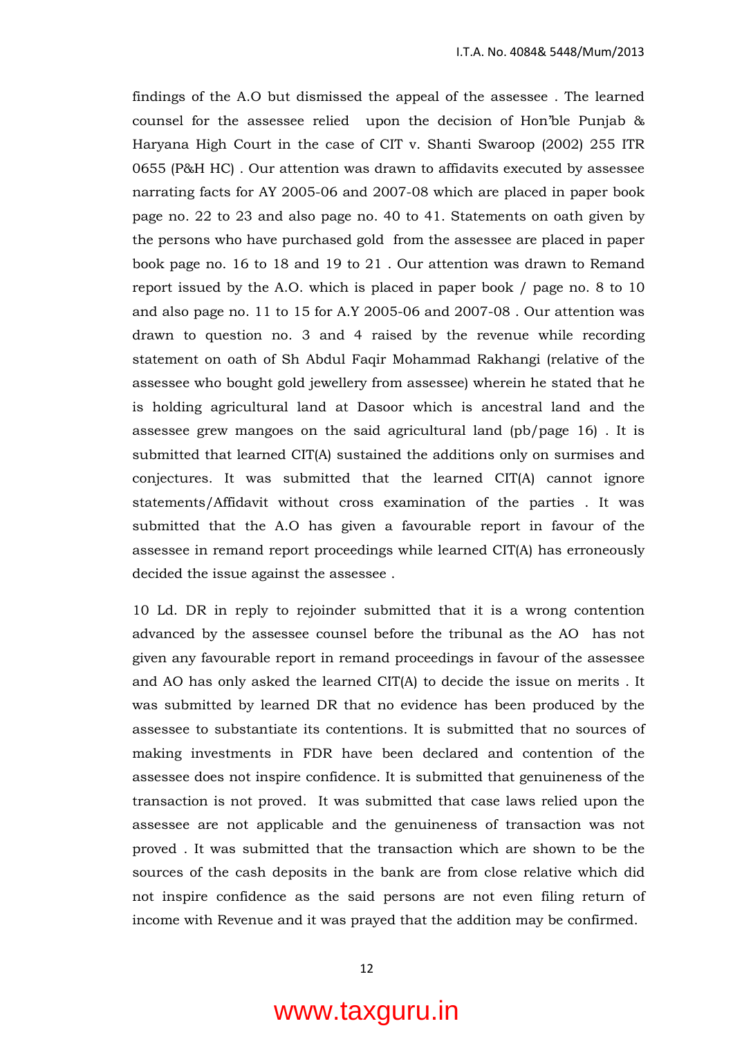findings of the A.O but dismissed the appeal of the assessee . The learned counsel for the assessee relied upon the decision of Hon'ble Punjab & Haryana High Court in the case of CIT v. Shanti Swaroop (2002) 255 ITR 0655 (P&H HC) . Our attention was drawn to affidavits executed by assessee narrating facts for AY 2005-06 and 2007-08 which are placed in paper book page no. 22 to 23 and also page no. 40 to 41. Statements on oath given by the persons who have purchased gold from the assessee are placed in paper book page no. 16 to 18 and 19 to 21 . Our attention was drawn to Remand report issued by the A.O. which is placed in paper book / page no. 8 to 10 and also page no. 11 to 15 for A.Y 2005-06 and 2007-08 . Our attention was drawn to question no. 3 and 4 raised by the revenue while recording statement on oath of Sh Abdul Faqir Mohammad Rakhangi (relative of the assessee who bought gold jewellery from assessee) wherein he stated that he is holding agricultural land at Dasoor which is ancestral land and the assessee grew mangoes on the said agricultural land (pb/page 16) . It is submitted that learned CIT(A) sustained the additions only on surmises and conjectures. It was submitted that the learned CIT(A) cannot ignore statements/Affidavit without cross examination of the parties . It was submitted that the A.O has given a favourable report in favour of the assessee in remand report proceedings while learned CIT(A) has erroneously decided the issue against the assessee .

10 Ld. DR in reply to rejoinder submitted that it is a wrong contention advanced by the assessee counsel before the tribunal as the AO has not given any favourable report in remand proceedings in favour of the assessee and AO has only asked the learned CIT(A) to decide the issue on merits . It was submitted by learned DR that no evidence has been produced by the assessee to substantiate its contentions. It is submitted that no sources of making investments in FDR have been declared and contention of the assessee does not inspire confidence. It is submitted that genuineness of the transaction is not proved. It was submitted that case laws relied upon the assessee are not applicable and the genuineness of transaction was not proved . It was submitted that the transaction which are shown to be the sources of the cash deposits in the bank are from close relative which did not inspire confidence as the said persons are not even filing return of income with Revenue and it was prayed that the addition may be confirmed.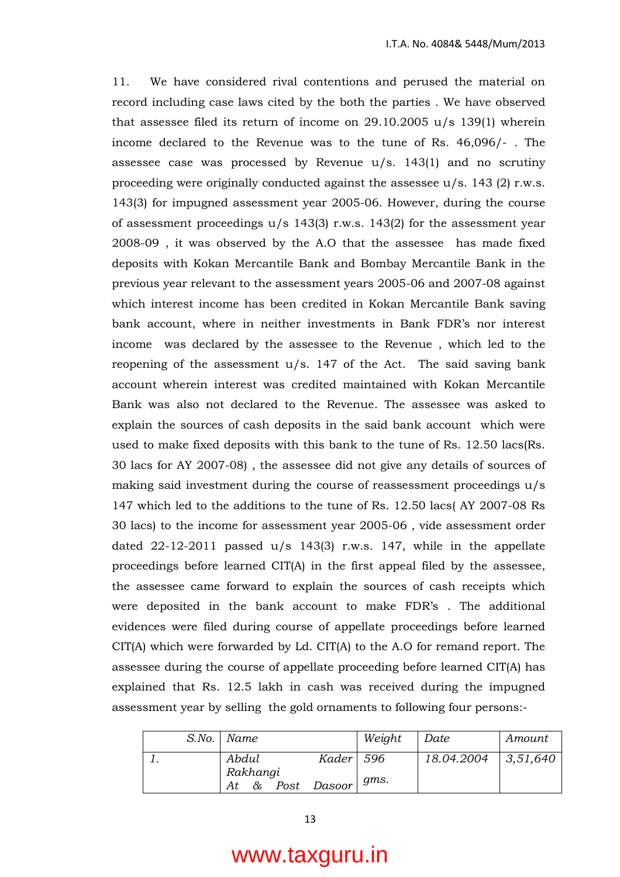11. We have considered rival contentions and perused the material on record including case laws cited by the both the parties . We have observed that assessee filed its return of income on 29.10.2005 u/s 139(1) wherein income declared to the Revenue was to the tune of Rs. 46,096/- . The assessee case was processed by Revenue u/s. 143(1) and no scrutiny proceeding were originally conducted against the assessee u/s. 143 (2) r.w.s. 143(3) for impugned assessment year 2005-06. However, during the course of assessment proceedings u/s 143(3) r.w.s. 143(2) for the assessment year 2008-09 , it was observed by the A.O that the assessee has made fixed deposits with Kokan Mercantile Bank and Bombay Mercantile Bank in the previous year relevant to the assessment years 2005-06 and 2007-08 against which interest income has been credited in Kokan Mercantile Bank saving bank account, where in neither investments in Bank FDR's nor interest income was declared by the assessee to the Revenue , which led to the reopening of the assessment u/s. 147 of the Act. The said saving bank account wherein interest was credited maintained with Kokan Mercantile Bank was also not declared to the Revenue. The assessee was asked to explain the sources of cash deposits in the said bank account which were used to make fixed deposits with this bank to the tune of Rs. 12.50 lacs(Rs. 30 lacs for AY 2007-08) , the assessee did not give any details of sources of making said investment during the course of reassessment proceedings u/s 147 which led to the additions to the tune of Rs. 12.50 lacs( AY 2007-08 Rs 30 lacs) to the income for assessment year 2005-06 , vide assessment order dated 22-12-2011 passed u/s 143(3) r.w.s. 147, while in the appellate proceedings before learned CIT(A) in the first appeal filed by the assessee, the assessee came forward to explain the sources of cash receipts which were deposited in the bank account to make FDR's . The additional evidences were filed during course of appellate proceedings before learned CIT(A) which were forwarded by Ld. CIT(A) to the A.O for remand report. The assessee during the course of appellate proceeding before learned CIT(A) has explained that Rs. 12.5 lakh in cash was received during the impugned assessment year by selling the gold ornaments to following four persons:-

| *S.No.* | *Name* | *Weight* | *Date* | *Amount* |
|---|---|---|---|---|
| *1.* | *Abdul Kader Rakhangi At & Post Dasoor* | *596 gms.* | *18.04.2004* | *3,51,640* |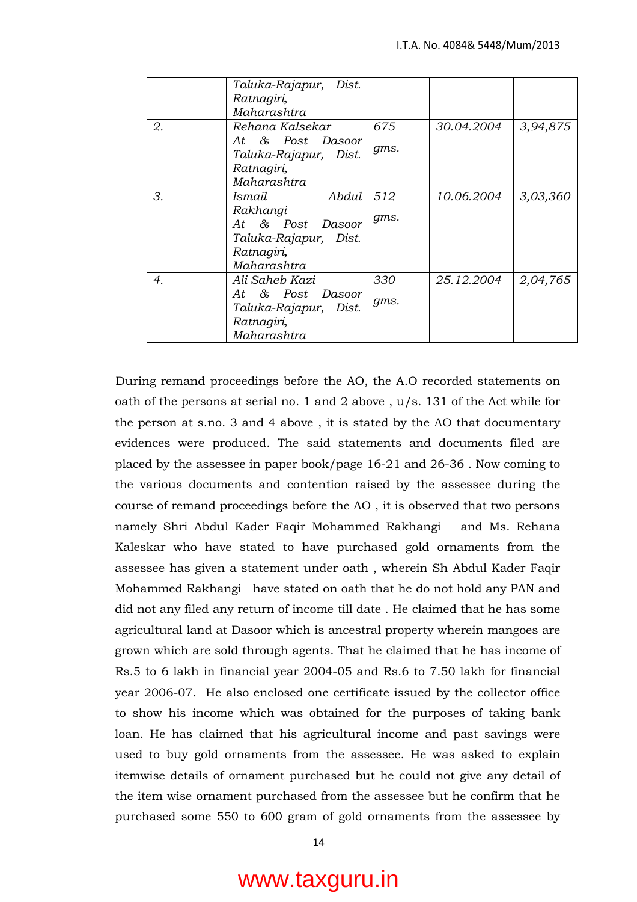| | | | | |
|---|---|---|---|---|
| | *Taluka-Rajapur, Dist. Ratnagiri, Maharashtra* | | | |
| *2.* | *Rehana Kalsekar At & Post Dasoor Taluka-Rajapur, Dist. Ratnagiri, Maharashtra* | *675 gms.* | *30.04.2004* | *3,94,875* |
| *3.* | *Ismail Abdul Rakhangi At & Post Dasoor Taluka-Rajapur, Dist. Ratnagiri, Maharashtra* | *512 gms.* | *10.06.2004* | *3,03,360* |
| *4.* | *Ali Saheb Kazi At & Post Dasoor Taluka-Rajapur, Dist. Ratnagiri, Maharashtra* | *330 gms.* | *25.12.2004* | *2,04,765* |

During remand proceedings before the AO, the A.O recorded statements on oath of the persons at serial no. 1 and 2 above , u/s. 131 of the Act while for the person at s.no. 3 and 4 above , it is stated by the AO that documentary evidences were produced. The said statements and documents filed are placed by the assessee in paper book/page 16-21 and 26-36 . Now coming to the various documents and contention raised by the assessee during the course of remand proceedings before the AO , it is observed that two persons namely Shri Abdul Kader Faqir Mohammed Rakhangi and Ms. Rehana Kaleskar who have stated to have purchased gold ornaments from the assessee has given a statement under oath , wherein Sh Abdul Kader Faqir Mohammed Rakhangi have stated on oath that he do not hold any PAN and did not any filed any return of income till date . He claimed that he has some agricultural land at Dasoor which is ancestral property wherein mangoes are grown which are sold through agents. That he claimed that he has income of Rs.5 to 6 lakh in financial year 2004-05 and Rs.6 to 7.50 lakh for financial year 2006-07. He also enclosed one certificate issued by the collector office to show his income which was obtained for the purposes of taking bank loan. He has claimed that his agricultural income and past savings were used to buy gold ornaments from the assessee. He was asked to explain itemwise details of ornament purchased but he could not give any detail of the item wise ornament purchased from the assessee but he confirm that he purchased some 550 to 600 gram of gold ornaments from the assessee by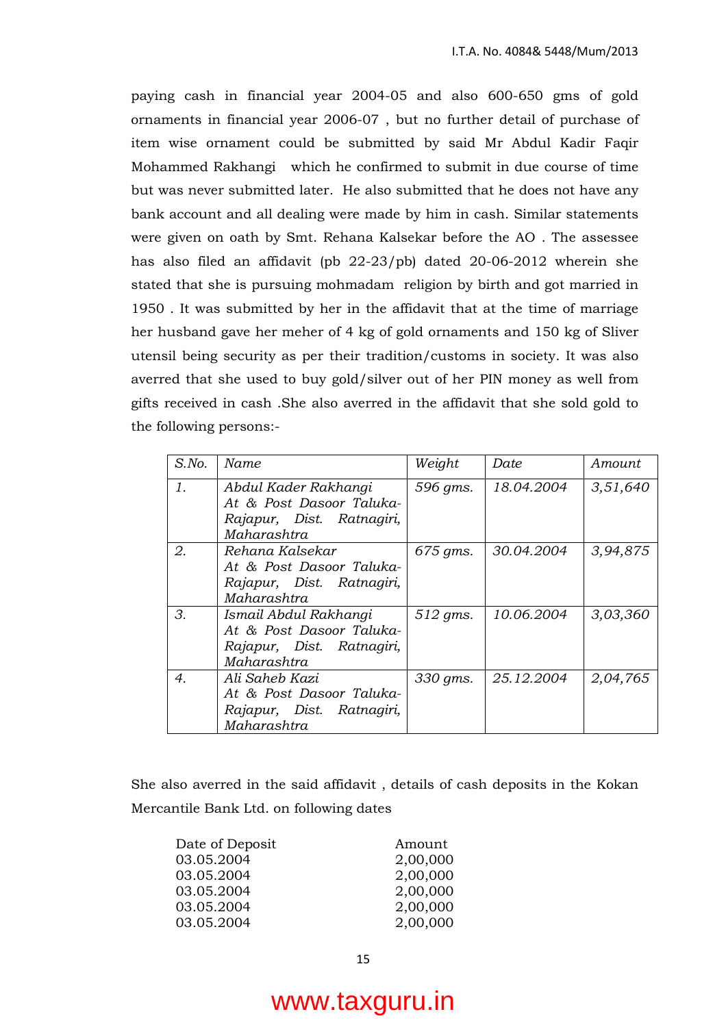paying cash in financial year 2004-05 and also 600-650 gms of gold ornaments in financial year 2006-07 , but no further detail of purchase of item wise ornament could be submitted by said Mr Abdul Kadir Faqir Mohammed Rakhangi which he confirmed to submit in due course of time but was never submitted later. He also submitted that he does not have any bank account and all dealing were made by him in cash. Similar statements were given on oath by Smt. Rehana Kalsekar before the AO . The assessee has also filed an affidavit (pb 22-23/pb) dated 20-06-2012 wherein she stated that she is pursuing mohmadam religion by birth and got married in 1950 . It was submitted by her in the affidavit that at the time of marriage her husband gave her meher of 4 kg of gold ornaments and 150 kg of Sliver utensil being security as per their tradition/customs in society. It was also averred that she used to buy gold/silver out of her PIN money as well from gifts received in cash .She also averred in the affidavit that she sold gold to the following persons:-

| *S.No.* | *Name* | *Weight* | *Date* | *Amount* |
|---|---|---|---|---|
| *1.* | *Abdul Kader Rakhangi At & Post Dasoor Taluka-Rajapur, Dist. Ratnagiri, Maharashtra* | *596 gms.* | *18.04.2004* | *3,51,640* |
| *2.* | *Rehana Kalsekar At & Post Dasoor Taluka-Rajapur, Dist. Ratnagiri, Maharashtra* | *675 gms.* | *30.04.2004* | *3,94,875* |
| *3.* | *Ismail Abdul Rakhangi At & Post Dasoor Taluka-Rajapur, Dist. Ratnagiri, Maharashtra* | *512 gms.* | *10.06.2004* | *3,03,360* |
| *4.* | *Ali Saheb Kazi At & Post Dasoor Taluka-Rajapur, Dist. Ratnagiri, Maharashtra* | *330 gms.* | *25.12.2004* | *2,04,765* |

She also averred in the said affidavit , details of cash deposits in the Kokan Mercantile Bank Ltd. on following dates

| Date of Deposit | Amount |
|---|---|
| 03.05.2004 | 2,00,000 |
| 03.05.2004 | 2,00,000 |
| 03.05.2004 | 2,00,000 |
| 03.05.2004 | 2,00,000 |
| 03.05.2004 | 2,00,000 |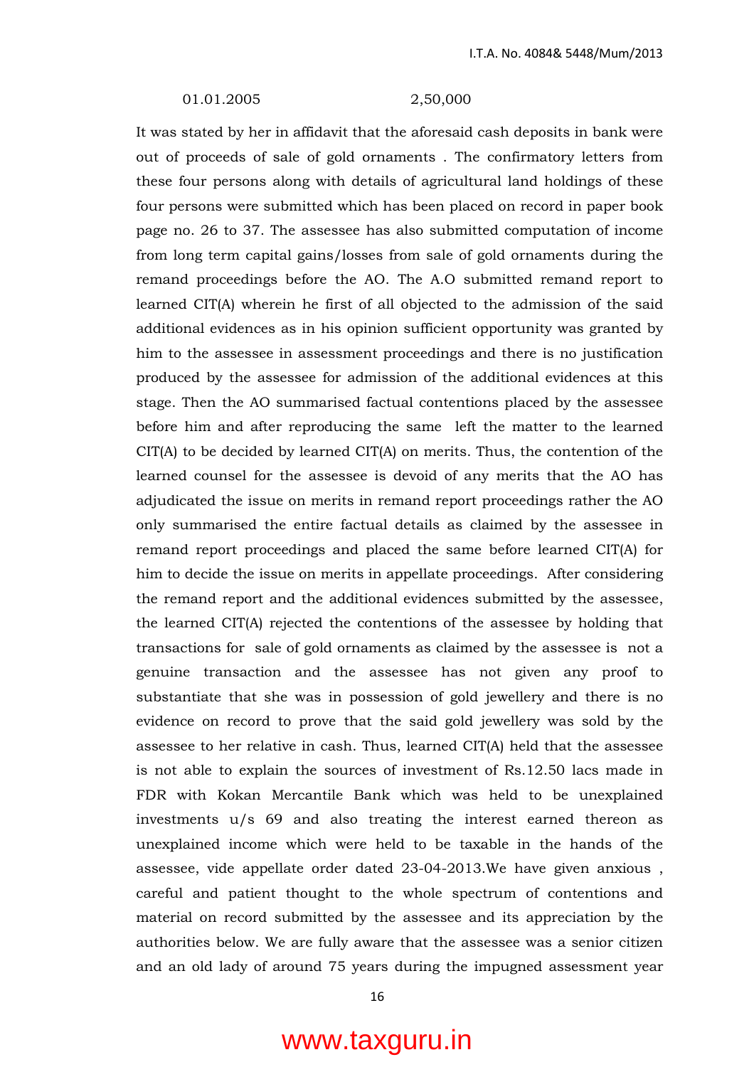| 01.01.2005 | 2,50,000 |
|---|---|

It was stated by her in affidavit that the aforesaid cash deposits in bank were out of proceeds of sale of gold ornaments . The confirmatory letters from these four persons along with details of agricultural land holdings of these four persons were submitted which has been placed on record in paper book page no. 26 to 37. The assessee has also submitted computation of income from long term capital gains/losses from sale of gold ornaments during the remand proceedings before the AO. The A.O submitted remand report to learned CIT(A) wherein he first of all objected to the admission of the said additional evidences as in his opinion sufficient opportunity was granted by him to the assessee in assessment proceedings and there is no justification produced by the assessee for admission of the additional evidences at this stage. Then the AO summarised factual contentions placed by the assessee before him and after reproducing the same left the matter to the learned CIT(A) to be decided by learned CIT(A) on merits. Thus, the contention of the learned counsel for the assessee is devoid of any merits that the AO has adjudicated the issue on merits in remand report proceedings rather the AO only summarised the entire factual details as claimed by the assessee in remand report proceedings and placed the same before learned CIT(A) for him to decide the issue on merits in appellate proceedings. After considering the remand report and the additional evidences submitted by the assessee, the learned CIT(A) rejected the contentions of the assessee by holding that transactions for sale of gold ornaments as claimed by the assessee is not a genuine transaction and the assessee has not given any proof to substantiate that she was in possession of gold jewellery and there is no evidence on record to prove that the said gold jewellery was sold by the assessee to her relative in cash. Thus, learned CIT(A) held that the assessee is not able to explain the sources of investment of Rs.12.50 lacs made in FDR with Kokan Mercantile Bank which was held to be unexplained investments u/s 69 and also treating the interest earned thereon as unexplained income which were held to be taxable in the hands of the assessee, vide appellate order dated 23-04-2013.We have given anxious , careful and patient thought to the whole spectrum of contentions and material on record submitted by the assessee and its appreciation by the authorities below. We are fully aware that the assessee was a senior citizen and an old lady of around 75 years during the impugned assessment year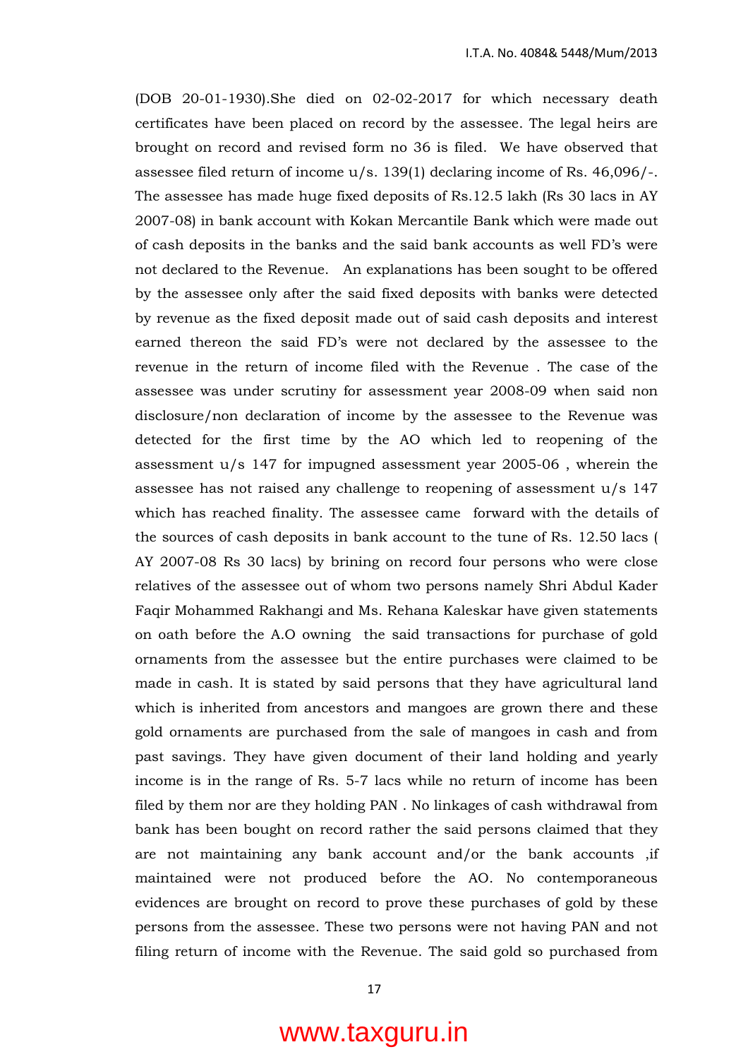(DOB 20-01-1930).She died on 02-02-2017 for which necessary death certificates have been placed on record by the assessee. The legal heirs are brought on record and revised form no 36 is filed. We have observed that assessee filed return of income u/s. 139(1) declaring income of Rs. 46,096/-. The assessee has made huge fixed deposits of Rs.12.5 lakh (Rs 30 lacs in AY 2007-08) in bank account with Kokan Mercantile Bank which were made out of cash deposits in the banks and the said bank accounts as well FD's were not declared to the Revenue. An explanations has been sought to be offered by the assessee only after the said fixed deposits with banks were detected by revenue as the fixed deposit made out of said cash deposits and interest earned thereon the said FD's were not declared by the assessee to the revenue in the return of income filed with the Revenue . The case of the assessee was under scrutiny for assessment year 2008-09 when said non disclosure/non declaration of income by the assessee to the Revenue was detected for the first time by the AO which led to reopening of the assessment u/s 147 for impugned assessment year 2005-06 , wherein the assessee has not raised any challenge to reopening of assessment u/s 147 which has reached finality. The assessee came forward with the details of the sources of cash deposits in bank account to the tune of Rs. 12.50 lacs ( AY 2007-08 Rs 30 lacs) by brining on record four persons who were close relatives of the assessee out of whom two persons namely Shri Abdul Kader Faqir Mohammed Rakhangi and Ms. Rehana Kaleskar have given statements on oath before the A.O owning the said transactions for purchase of gold ornaments from the assessee but the entire purchases were claimed to be made in cash. It is stated by said persons that they have agricultural land which is inherited from ancestors and mangoes are grown there and these gold ornaments are purchased from the sale of mangoes in cash and from past savings. They have given document of their land holding and yearly income is in the range of Rs. 5-7 lacs while no return of income has been filed by them nor are they holding PAN . No linkages of cash withdrawal from bank has been bought on record rather the said persons claimed that they are not maintaining any bank account and/or the bank accounts ,if maintained were not produced before the AO. No contemporaneous evidences are brought on record to prove these purchases of gold by these persons from the assessee. These two persons were not having PAN and not filing return of income with the Revenue. The said gold so purchased from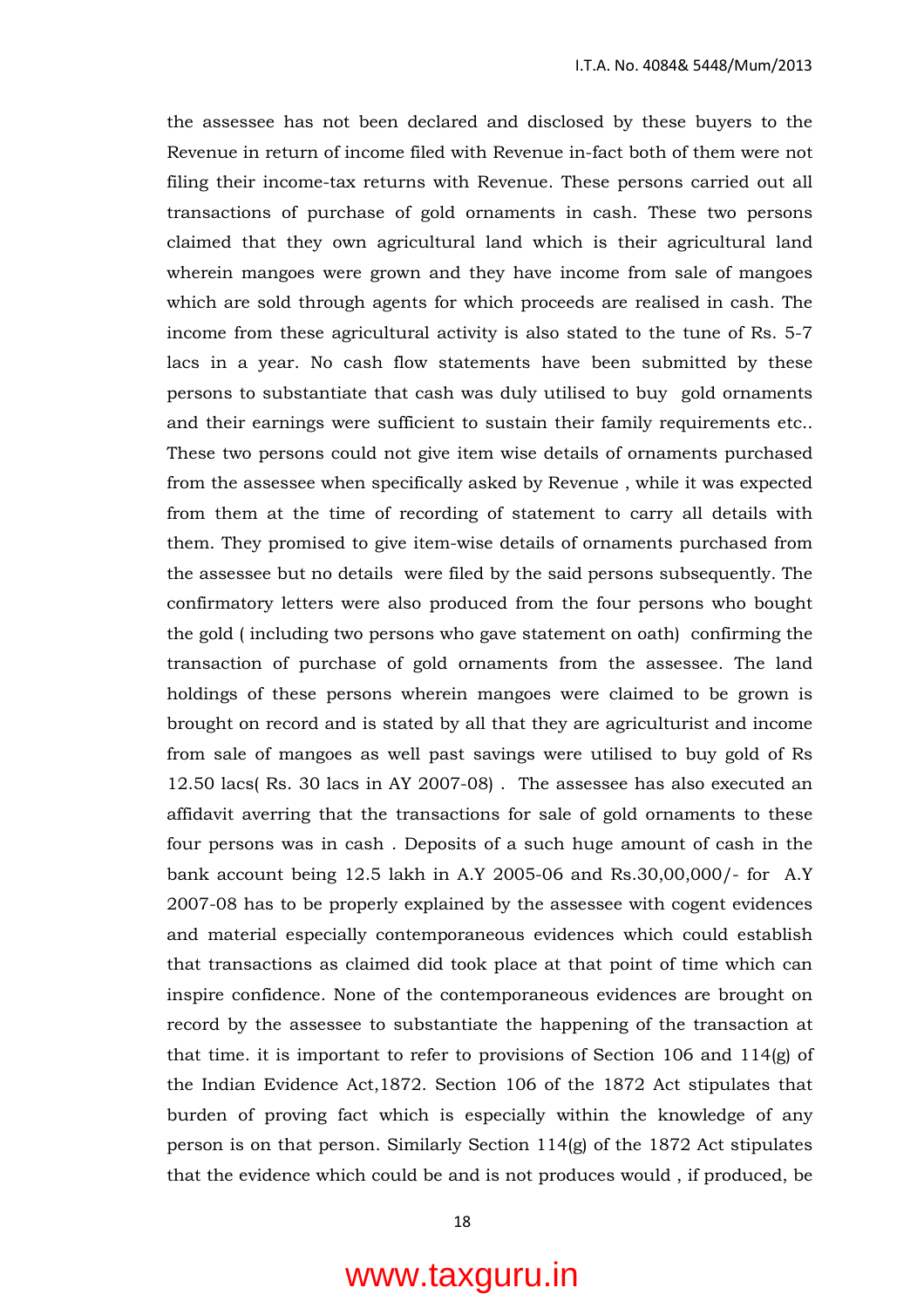the assessee has not been declared and disclosed by these buyers to the Revenue in return of income filed with Revenue in-fact both of them were not filing their income-tax returns with Revenue. These persons carried out all transactions of purchase of gold ornaments in cash. These two persons claimed that they own agricultural land which is their agricultural land wherein mangoes were grown and they have income from sale of mangoes which are sold through agents for which proceeds are realised in cash. The income from these agricultural activity is also stated to the tune of Rs. 5-7 lacs in a year. No cash flow statements have been submitted by these persons to substantiate that cash was duly utilised to buy gold ornaments and their earnings were sufficient to sustain their family requirements etc.. These two persons could not give item wise details of ornaments purchased from the assessee when specifically asked by Revenue , while it was expected from them at the time of recording of statement to carry all details with them. They promised to give item-wise details of ornaments purchased from the assessee but no details were filed by the said persons subsequently. The confirmatory letters were also produced from the four persons who bought the gold ( including two persons who gave statement on oath) confirming the transaction of purchase of gold ornaments from the assessee. The land holdings of these persons wherein mangoes were claimed to be grown is brought on record and is stated by all that they are agriculturist and income from sale of mangoes as well past savings were utilised to buy gold of Rs 12.50 lacs( Rs. 30 lacs in AY 2007-08) . The assessee has also executed an affidavit averring that the transactions for sale of gold ornaments to these four persons was in cash . Deposits of a such huge amount of cash in the bank account being 12.5 lakh in A.Y 2005-06 and Rs.30,00,000/- for A.Y 2007-08 has to be properly explained by the assessee with cogent evidences and material especially contemporaneous evidences which could establish that transactions as claimed did took place at that point of time which can inspire confidence. None of the contemporaneous evidences are brought on record by the assessee to substantiate the happening of the transaction at that time. it is important to refer to provisions of Section 106 and 114(g) of the Indian Evidence Act,1872. Section 106 of the 1872 Act stipulates that burden of proving fact which is especially within the knowledge of any person is on that person. Similarly Section 114(g) of the 1872 Act stipulates that the evidence which could be and is not produces would , if produced, be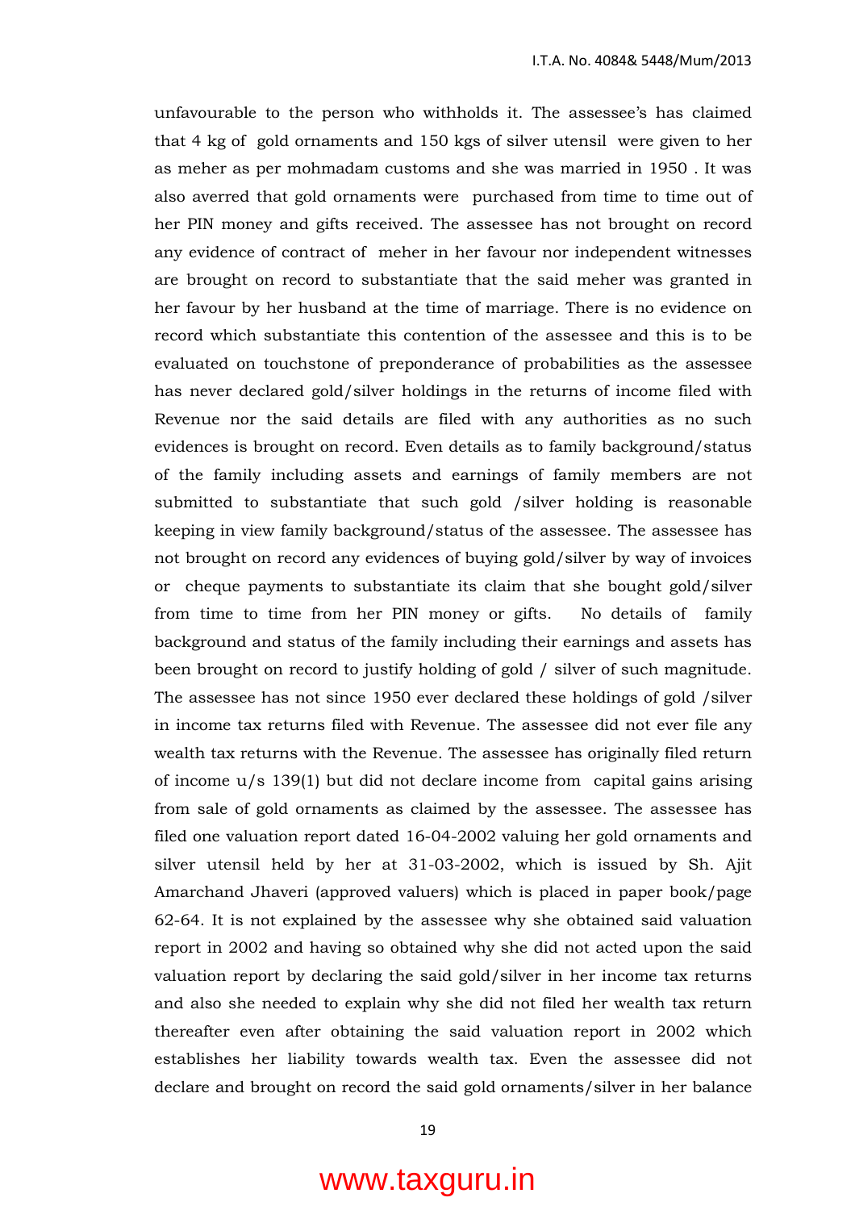unfavourable to the person who withholds it. The assessee's has claimed that 4 kg of gold ornaments and 150 kgs of silver utensil were given to her as meher as per mohmadam customs and she was married in 1950 . It was also averred that gold ornaments were purchased from time to time out of her PIN money and gifts received. The assessee has not brought on record any evidence of contract of meher in her favour nor independent witnesses are brought on record to substantiate that the said meher was granted in her favour by her husband at the time of marriage. There is no evidence on record which substantiate this contention of the assessee and this is to be evaluated on touchstone of preponderance of probabilities as the assessee has never declared gold/silver holdings in the returns of income filed with Revenue nor the said details are filed with any authorities as no such evidences is brought on record. Even details as to family background/status of the family including assets and earnings of family members are not submitted to substantiate that such gold /silver holding is reasonable keeping in view family background/status of the assessee. The assessee has not brought on record any evidences of buying gold/silver by way of invoices or cheque payments to substantiate its claim that she bought gold/silver from time to time from her PIN money or gifts. No details of family background and status of the family including their earnings and assets has been brought on record to justify holding of gold / silver of such magnitude. The assessee has not since 1950 ever declared these holdings of gold /silver in income tax returns filed with Revenue. The assessee did not ever file any wealth tax returns with the Revenue. The assessee has originally filed return of income u/s 139(1) but did not declare income from capital gains arising from sale of gold ornaments as claimed by the assessee. The assessee has filed one valuation report dated 16-04-2002 valuing her gold ornaments and silver utensil held by her at 31-03-2002, which is issued by Sh. Ajit Amarchand Jhaveri (approved valuers) which is placed in paper book/page 62-64. It is not explained by the assessee why she obtained said valuation report in 2002 and having so obtained why she did not acted upon the said valuation report by declaring the said gold/silver in her income tax returns and also she needed to explain why she did not filed her wealth tax return thereafter even after obtaining the said valuation report in 2002 which establishes her liability towards wealth tax. Even the assessee did not declare and brought on record the said gold ornaments/silver in her balance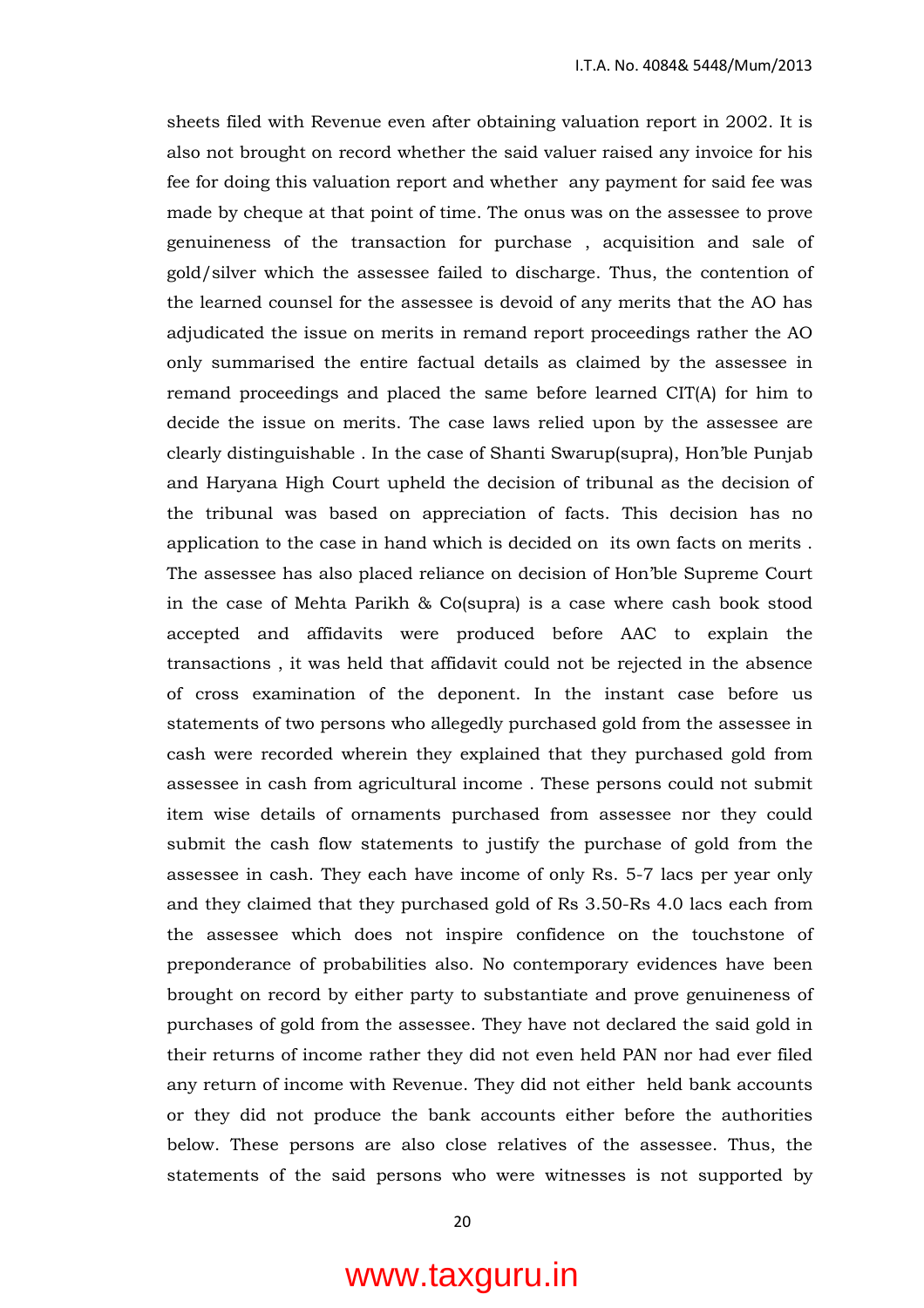sheets filed with Revenue even after obtaining valuation report in 2002. It is also not brought on record whether the said valuer raised any invoice for his fee for doing this valuation report and whether any payment for said fee was made by cheque at that point of time. The onus was on the assessee to prove genuineness of the transaction for purchase , acquisition and sale of gold/silver which the assessee failed to discharge. Thus, the contention of the learned counsel for the assessee is devoid of any merits that the AO has adjudicated the issue on merits in remand report proceedings rather the AO only summarised the entire factual details as claimed by the assessee in remand proceedings and placed the same before learned CIT(A) for him to decide the issue on merits. The case laws relied upon by the assessee are clearly distinguishable . In the case of Shanti Swarup(supra), Hon'ble Punjab and Haryana High Court upheld the decision of tribunal as the decision of the tribunal was based on appreciation of facts. This decision has no application to the case in hand which is decided on its own facts on merits . The assessee has also placed reliance on decision of Hon'ble Supreme Court in the case of Mehta Parikh & Co(supra) is a case where cash book stood accepted and affidavits were produced before AAC to explain the transactions , it was held that affidavit could not be rejected in the absence of cross examination of the deponent. In the instant case before us statements of two persons who allegedly purchased gold from the assessee in cash were recorded wherein they explained that they purchased gold from assessee in cash from agricultural income . These persons could not submit item wise details of ornaments purchased from assessee nor they could submit the cash flow statements to justify the purchase of gold from the assessee in cash. They each have income of only Rs. 5-7 lacs per year only and they claimed that they purchased gold of Rs 3.50-Rs 4.0 lacs each from the assessee which does not inspire confidence on the touchstone of preponderance of probabilities also. No contemporary evidences have been brought on record by either party to substantiate and prove genuineness of purchases of gold from the assessee. They have not declared the said gold in their returns of income rather they did not even held PAN nor had ever filed any return of income with Revenue. They did not either held bank accounts or they did not produce the bank accounts either before the authorities below. These persons are also close relatives of the assessee. Thus, the statements of the said persons who were witnesses is not supported by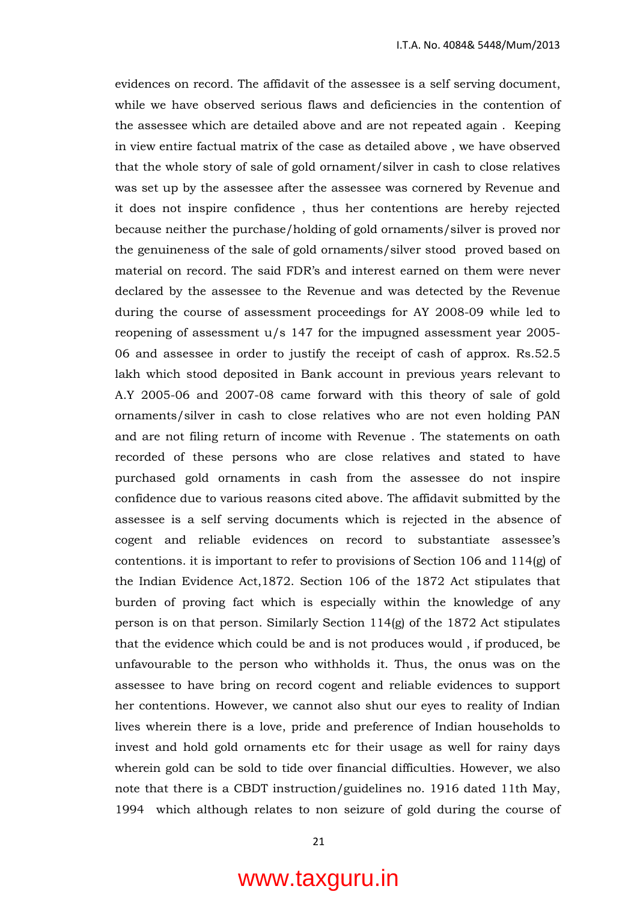evidences on record. The affidavit of the assessee is a self serving document, while we have observed serious flaws and deficiencies in the contention of the assessee which are detailed above and are not repeated again . Keeping in view entire factual matrix of the case as detailed above , we have observed that the whole story of sale of gold ornament/silver in cash to close relatives was set up by the assessee after the assessee was cornered by Revenue and it does not inspire confidence , thus her contentions are hereby rejected because neither the purchase/holding of gold ornaments/silver is proved nor the genuineness of the sale of gold ornaments/silver stood proved based on material on record. The said FDR's and interest earned on them were never declared by the assessee to the Revenue and was detected by the Revenue during the course of assessment proceedings for AY 2008-09 while led to reopening of assessment u/s 147 for the impugned assessment year 2005-06 and assessee in order to justify the receipt of cash of approx. Rs.52.5 lakh which stood deposited in Bank account in previous years relevant to A.Y 2005-06 and 2007-08 came forward with this theory of sale of gold ornaments/silver in cash to close relatives who are not even holding PAN and are not filing return of income with Revenue . The statements on oath recorded of these persons who are close relatives and stated to have purchased gold ornaments in cash from the assessee do not inspire confidence due to various reasons cited above. The affidavit submitted by the assessee is a self serving documents which is rejected in the absence of cogent and reliable evidences on record to substantiate assessee's contentions. it is important to refer to provisions of Section 106 and 114(g) of the Indian Evidence Act,1872. Section 106 of the 1872 Act stipulates that burden of proving fact which is especially within the knowledge of any person is on that person. Similarly Section 114(g) of the 1872 Act stipulates that the evidence which could be and is not produces would , if produced, be unfavourable to the person who withholds it. Thus, the onus was on the assessee to have bring on record cogent and reliable evidences to support her contentions. However, we cannot also shut our eyes to reality of Indian lives wherein there is a love, pride and preference of Indian households to invest and hold gold ornaments etc for their usage as well for rainy days wherein gold can be sold to tide over financial difficulties. However, we also note that there is a CBDT instruction/guidelines no. 1916 dated 11th May, 1994 which although relates to non seizure of gold during the course of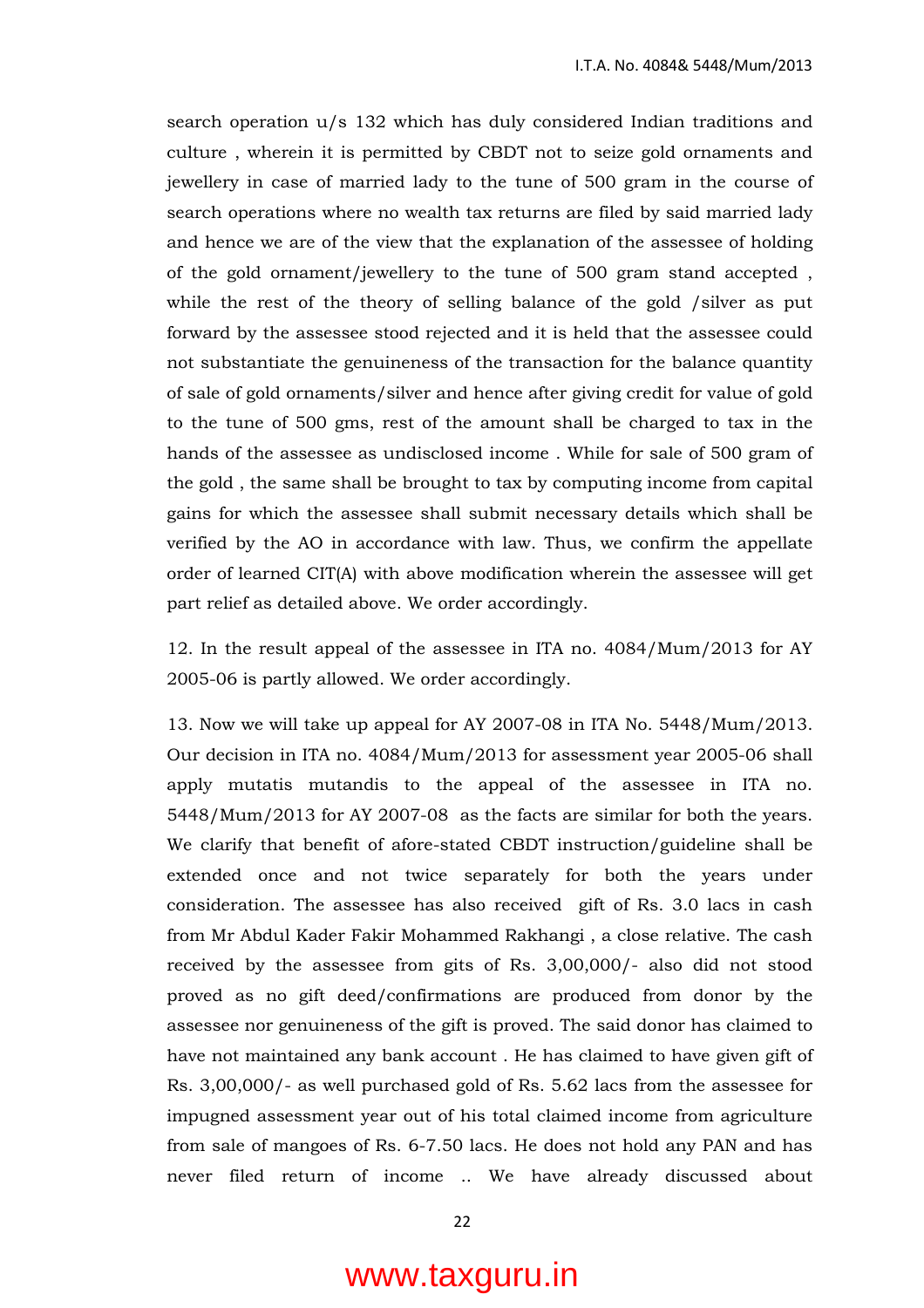search operation u/s 132 which has duly considered Indian traditions and culture , wherein it is permitted by CBDT not to seize gold ornaments and jewellery in case of married lady to the tune of 500 gram in the course of search operations where no wealth tax returns are filed by said married lady and hence we are of the view that the explanation of the assessee of holding of the gold ornament/jewellery to the tune of 500 gram stand accepted , while the rest of the theory of selling balance of the gold /silver as put forward by the assessee stood rejected and it is held that the assessee could not substantiate the genuineness of the transaction for the balance quantity of sale of gold ornaments/silver and hence after giving credit for value of gold to the tune of 500 gms, rest of the amount shall be charged to tax in the hands of the assessee as undisclosed income . While for sale of 500 gram of the gold , the same shall be brought to tax by computing income from capital gains for which the assessee shall submit necessary details which shall be verified by the AO in accordance with law. Thus, we confirm the appellate order of learned CIT(A) with above modification wherein the assessee will get part relief as detailed above. We order accordingly.

12. In the result appeal of the assessee in ITA no. 4084/Mum/2013 for AY 2005-06 is partly allowed. We order accordingly.

13. Now we will take up appeal for AY 2007-08 in ITA No. 5448/Mum/2013. Our decision in ITA no. 4084/Mum/2013 for assessment year 2005-06 shall apply mutatis mutandis to the appeal of the assessee in ITA no. 5448/Mum/2013 for AY 2007-08 as the facts are similar for both the years. We clarify that benefit of afore-stated CBDT instruction/guideline shall be extended once and not twice separately for both the years under consideration. The assessee has also received gift of Rs. 3.0 lacs in cash from Mr Abdul Kader Fakir Mohammed Rakhangi , a close relative. The cash received by the assessee from gits of Rs. 3,00,000/- also did not stood proved as no gift deed/confirmations are produced from donor by the assessee nor genuineness of the gift is proved. The said donor has claimed to have not maintained any bank account . He has claimed to have given gift of Rs. 3,00,000/- as well purchased gold of Rs. 5.62 lacs from the assessee for impugned assessment year out of his total claimed income from agriculture from sale of mangoes of Rs. 6-7.50 lacs. He does not hold any PAN and has never filed return of income .. We have already discussed about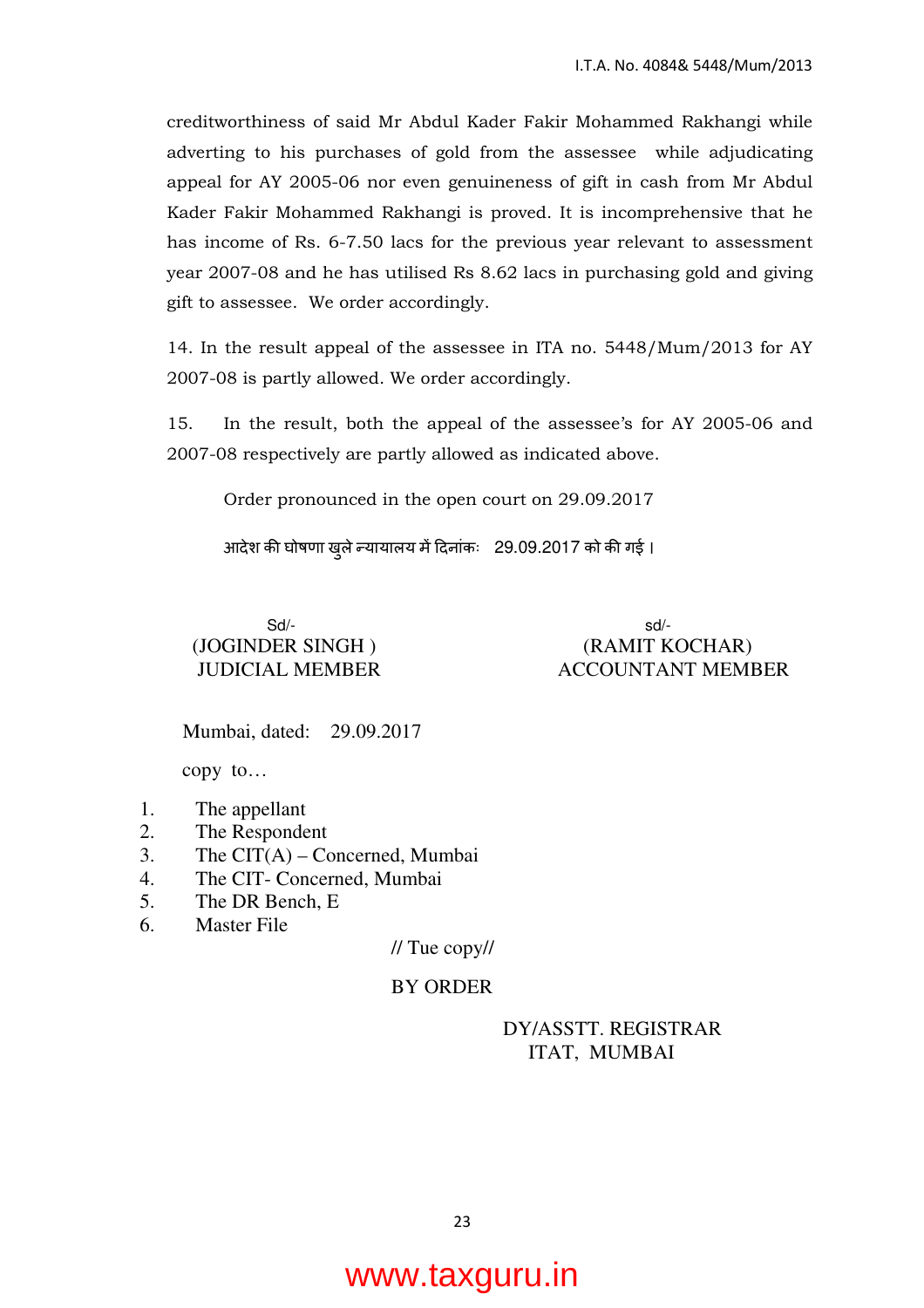creditworthiness of said Mr Abdul Kader Fakir Mohammed Rakhangi while adverting to his purchases of gold from the assessee while adjudicating appeal for AY 2005-06 nor even genuineness of gift in cash from Mr Abdul Kader Fakir Mohammed Rakhangi is proved. It is incomprehensive that he has income of Rs. 6-7.50 lacs for the previous year relevant to assessment year 2007-08 and he has utilised Rs 8.62 lacs in purchasing gold and giving gift to assessee. We order accordingly.

14. In the result appeal of the assessee in ITA no. 5448/Mum/2013 for AY 2007-08 is partly allowed. We order accordingly.

15. In the result, both the appeal of the assessee's for AY 2005-06 and 2007-08 respectively are partly allowed as indicated above.

Order pronounced in the open court on 29.09.2017

आदेश की घोषणा खुले न्यायालय में दिनांकः 29.09.2017 को की गई ।

Sd/-
(JOGINDER SINGH )
JUDICIAL MEMBER

sd/-
(RAMIT KOCHAR)
ACCOUNTANT MEMBER

Mumbai, dated: 29.09.2017

copy to…

1. The appellant
2. The Respondent
3. The CIT(A) – Concerned, Mumbai
4. The CIT- Concerned, Mumbai
5. The DR Bench, E
6. Master File

// Tue copy//

BY ORDER

DY/ASSTT. REGISTRAR
ITAT, MUMBAI